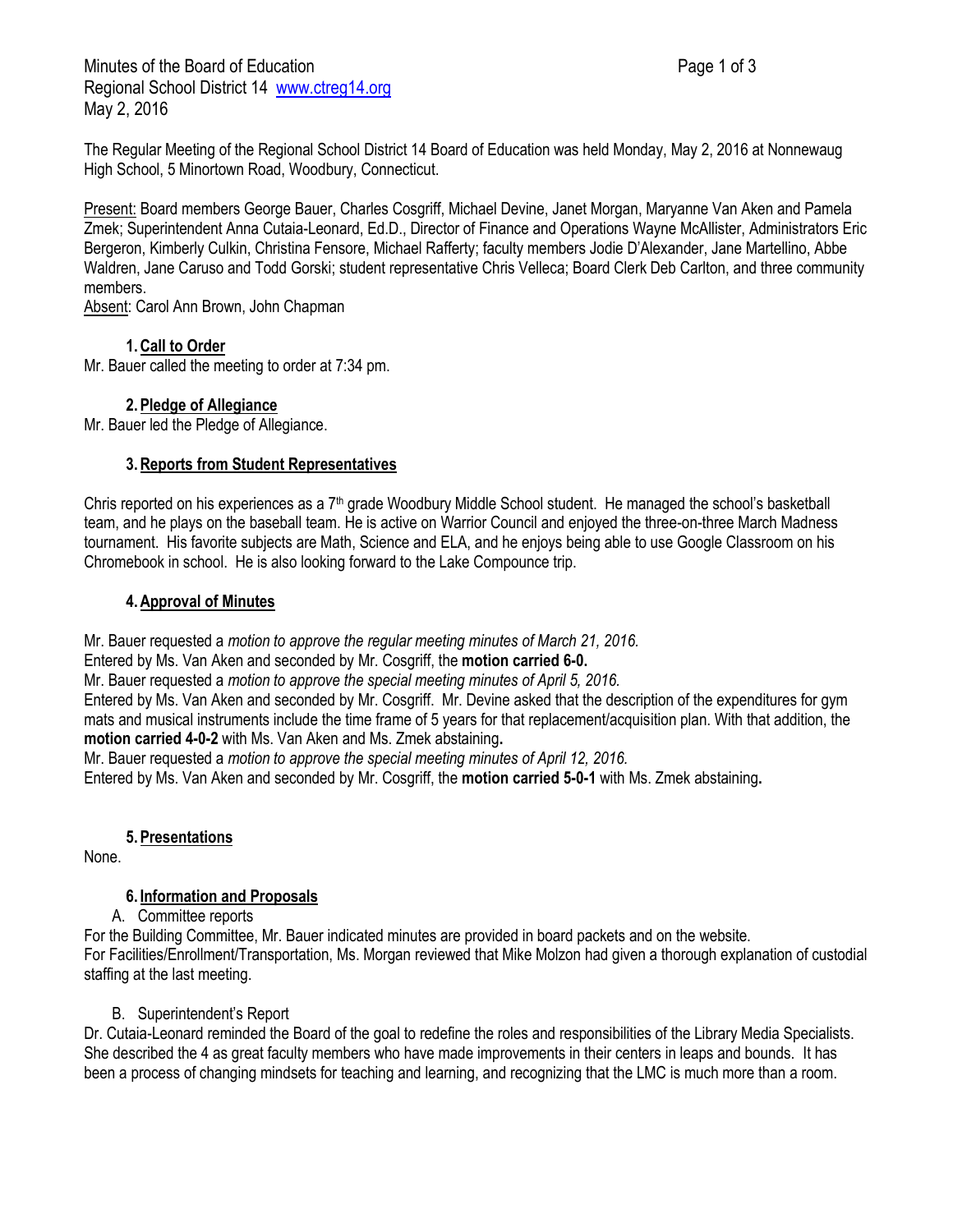Minutes of the Board of Education
Regional School District 14 www.ctreg14.org
May 2, 2016

The Regular Meeting of the Regional School District 14 Board of Education was held Monday, May 2, 2016 at Nonnewaug High School, 5 Minortown Road, Woodbury, Connecticut.

Present: Board members George Bauer, Charles Cosgriff, Michael Devine, Janet Morgan, Maryanne Van Aken and Pamela Zmek; Superintendent Anna Cutaia-Leonard, Ed.D., Director of Finance and Operations Wayne McAllister, Administrators Eric Bergeron, Kimberly Culkin, Christina Fensore, Michael Rafferty; faculty members Jodie D'Alexander, Jane Martellino, Abbe Waldren, Jane Caruso and Todd Gorski; student representative Chris Velleca; Board Clerk Deb Carlton, and three community members.
Absent: Carol Ann Brown, John Chapman

## 1. Call to Order

Mr. Bauer called the meeting to order at 7:34 pm.

## 2. Pledge of Allegiance

Mr. Bauer led the Pledge of Allegiance.

## 3. Reports from Student Representatives

Chris reported on his experiences as a 7th grade Woodbury Middle School student. He managed the school's basketball team, and he plays on the baseball team. He is active on Warrior Council and enjoyed the three-on-three March Madness tournament. His favorite subjects are Math, Science and ELA, and he enjoys being able to use Google Classroom on his Chromebook in school. He is also looking forward to the Lake Compounce trip.

## 4. Approval of Minutes

Mr. Bauer requested a *motion to approve the regular meeting minutes of March 21, 2016.*
Entered by Ms. Van Aken and seconded by Mr. Cosgriff, the **motion carried 6-0.**
Mr. Bauer requested a *motion to approve the special meeting minutes of April 5, 2016.*
Entered by Ms. Van Aken and seconded by Mr. Cosgriff. Mr. Devine asked that the description of the expenditures for gym mats and musical instruments include the time frame of 5 years for that replacement/acquisition plan. With that addition, the **motion carried 4-0-2** with Ms. Van Aken and Ms. Zmek abstaining**.**
Mr. Bauer requested a *motion to approve the special meeting minutes of April 12, 2016.*
Entered by Ms. Van Aken and seconded by Mr. Cosgriff, the **motion carried 5-0-1** with Ms. Zmek abstaining**.**

## 5. Presentations

None.

## 6. Information and Proposals

A. Committee reports

For the Building Committee, Mr. Bauer indicated minutes are provided in board packets and on the website.
For Facilities/Enrollment/Transportation, Ms. Morgan reviewed that Mike Molzon had given a thorough explanation of custodial staffing at the last meeting.

B. Superintendent's Report

Dr. Cutaia-Leonard reminded the Board of the goal to redefine the roles and responsibilities of the Library Media Specialists. She described the 4 as great faculty members who have made improvements in their centers in leaps and bounds. It has been a process of changing mindsets for teaching and learning, and recognizing that the LMC is much more than a room.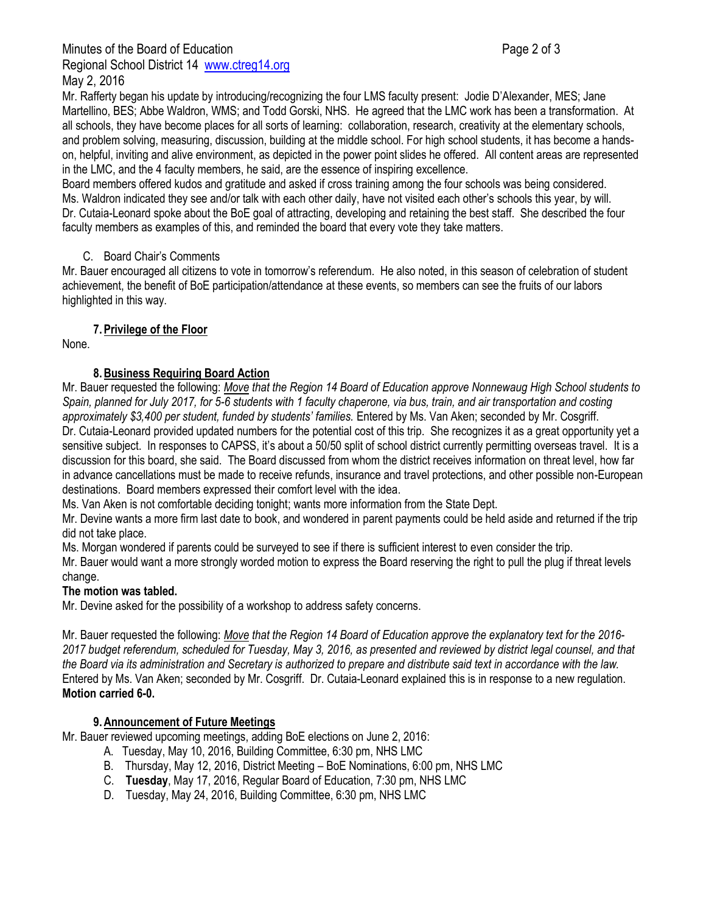Mr. Rafferty began his update by introducing/recognizing the four LMS faculty present: Jodie D'Alexander, MES; Jane Martellino, BES; Abbe Waldron, WMS; and Todd Gorski, NHS. He agreed that the LMC work has been a transformation. At all schools, they have become places for all sorts of learning: collaboration, research, creativity at the elementary schools, and problem solving, measuring, discussion, building at the middle school. For high school students, it has become a hands-on, helpful, inviting and alive environment, as depicted in the power point slides he offered. All content areas are represented in the LMC, and the 4 faculty members, he said, are the essence of inspiring excellence.
Board members offered kudos and gratitude and asked if cross training among the four schools was being considered. Ms. Waldron indicated they see and/or talk with each other daily, have not visited each other's schools this year, by will.
Dr. Cutaia-Leonard spoke about the BoE goal of attracting, developing and retaining the best staff. She described the four faculty members as examples of this, and reminded the board that every vote they take matters.

C. Board Chair's Comments

Mr. Bauer encouraged all citizens to vote in tomorrow's referendum. He also noted, in this season of celebration of student achievement, the benefit of BoE participation/attendance at these events, so members can see the fruits of our labors highlighted in this way.

## 7. Privilege of the Floor

None.

## 8. Business Requiring Board Action

Mr. Bauer requested the following: *Move that the Region 14 Board of Education approve Nonnewaug High School students to Spain, planned for July 2017, for 5-6 students with 1 faculty chaperone, via bus, train, and air transportation and costing approximately $3,400 per student, funded by students' families.* Entered by Ms. Van Aken; seconded by Mr. Cosgriff.
Dr. Cutaia-Leonard provided updated numbers for the potential cost of this trip. She recognizes it as a great opportunity yet a sensitive subject. In responses to CAPSS, it's about a 50/50 split of school district currently permitting overseas travel. It is a discussion for this board, she said. The Board discussed from whom the district receives information on threat level, how far in advance cancellations must be made to receive refunds, insurance and travel protections, and other possible non-European destinations. Board members expressed their comfort level with the idea.
Ms. Van Aken is not comfortable deciding tonight; wants more information from the State Dept.
Mr. Devine wants a more firm last date to book, and wondered in parent payments could be held aside and returned if the trip did not take place.
Ms. Morgan wondered if parents could be surveyed to see if there is sufficient interest to even consider the trip.
Mr. Bauer would want a more strongly worded motion to express the Board reserving the right to pull the plug if threat levels change.
**The motion was tabled.**
Mr. Devine asked for the possibility of a workshop to address safety concerns.

Mr. Bauer requested the following: *Move that the Region 14 Board of Education approve the explanatory text for the 2016-2017 budget referendum, scheduled for Tuesday, May 3, 2016, as presented and reviewed by district legal counsel, and that the Board via its administration and Secretary is authorized to prepare and distribute said text in accordance with the law.* Entered by Ms. Van Aken; seconded by Mr. Cosgriff. Dr. Cutaia-Leonard explained this is in response to a new regulation.
**Motion carried 6-0.**

## 9. Announcement of Future Meetings

Mr. Bauer reviewed upcoming meetings, adding BoE elections on June 2, 2016:

A. Tuesday, May 10, 2016, Building Committee, 6:30 pm, NHS LMC
B. Thursday, May 12, 2016, District Meeting – BoE Nominations, 6:00 pm, NHS LMC
C. **Tuesday**, May 17, 2016, Regular Board of Education, 7:30 pm, NHS LMC
D. Tuesday, May 24, 2016, Building Committee, 6:30 pm, NHS LMC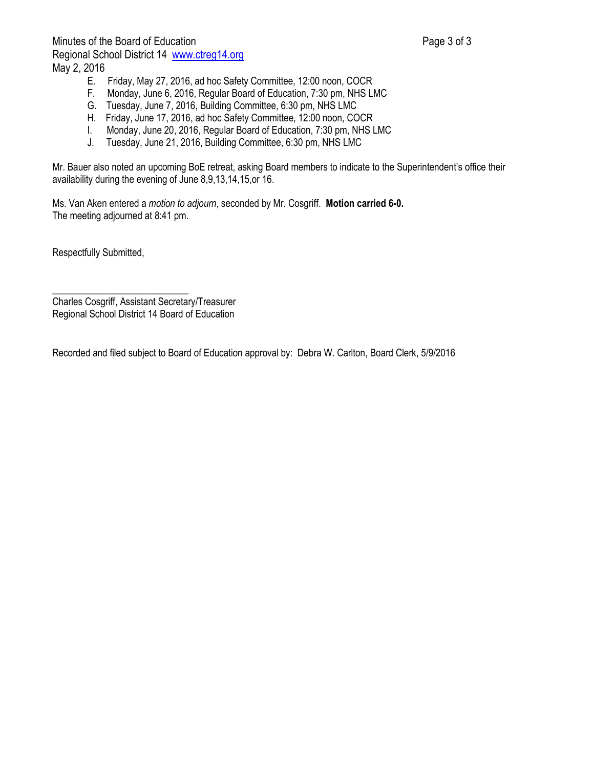E. Friday, May 27, 2016, ad hoc Safety Committee, 12:00 noon, COCR
F. Monday, June 6, 2016, Regular Board of Education, 7:30 pm, NHS LMC
G. Tuesday, June 7, 2016, Building Committee, 6:30 pm, NHS LMC
H. Friday, June 17, 2016, ad hoc Safety Committee, 12:00 noon, COCR
I. Monday, June 20, 2016, Regular Board of Education, 7:30 pm, NHS LMC
J. Tuesday, June 21, 2016, Building Committee, 6:30 pm, NHS LMC

Mr. Bauer also noted an upcoming BoE retreat, asking Board members to indicate to the Superintendent's office their availability during the evening of June 8,9,13,14,15,or 16.

Ms. Van Aken entered a *motion to adjourn*, seconded by Mr. Cosgriff. **Motion carried 6-0.**
The meeting adjourned at 8:41 pm.

Respectfully Submitted,

\_\_\_\_\_\_\_\_\_\_\_\_\_\_\_\_\_\_\_\_\_\_\_\_\_\_\_\_

Charles Cosgriff, Assistant Secretary/Treasurer
Regional School District 14 Board of Education

Recorded and filed subject to Board of Education approval by: Debra W. Carlton, Board Clerk, 5/9/2016